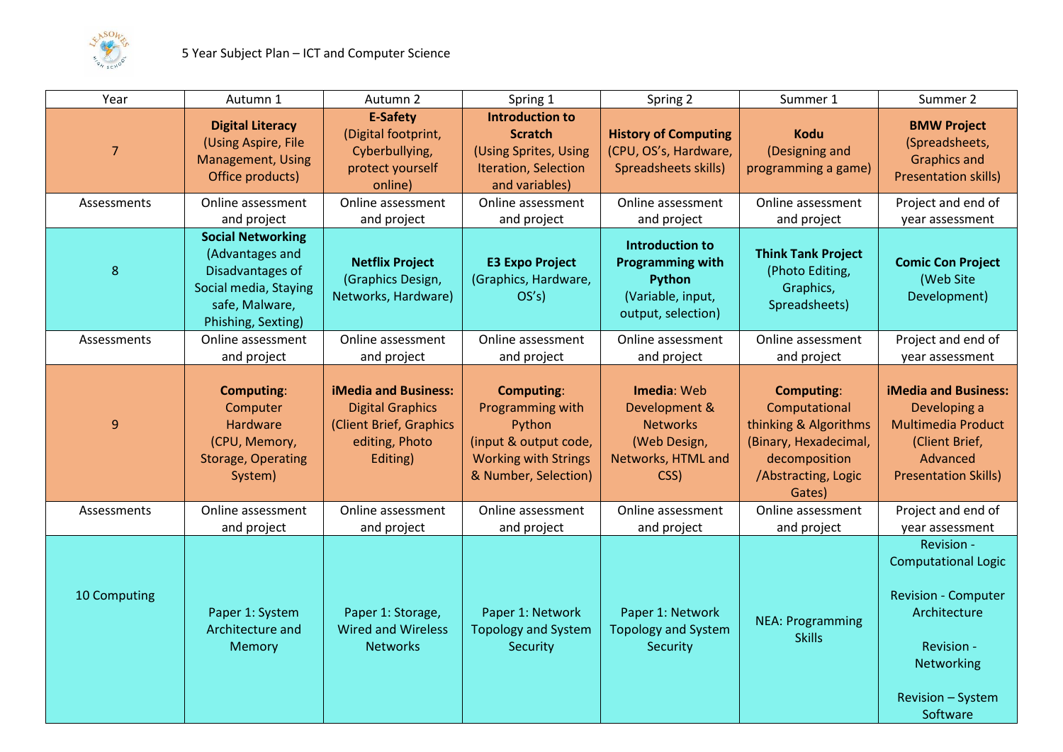5 Year Subject Plan – ICT and Computer Science

| Year | Autumn 1 | Autumn 2 | Spring 1 | Spring 2 | Summer 1 | Summer 2 |
|---|---|---|---|---|---|---|
| 7 | **Digital Literacy** (Using Aspire, File Management, Using Office products) | **E-Safety** (Digital footprint, Cyberbullying, protect yourself online) | **Introduction to Scratch** (Using Sprites, Using Iteration, Selection and variables) | **History of Computing** (CPU, OS's, Hardware, Spreadsheets skills) | **Kodu** (Designing and programming a game) | **BMW Project** (Spreadsheets, Graphics and Presentation skills) |
| Assessments | Online assessment and project | Online assessment and project | Online assessment and project | Online assessment and project | Online assessment and project | Project and end of year assessment |
| 8 | **Social Networking** (Advantages and Disadvantages of Social media, Staying safe, Malware, Phishing, Sexting) | **Netflix Project** (Graphics Design, Networks, Hardware) | **E3 Expo Project** (Graphics, Hardware, OS's) | **Introduction to Programming with Python** (Variable, input, output, selection) | **Think Tank Project** (Photo Editing, Graphics, Spreadsheets) | **Comic Con Project** (Web Site Development) |
| Assessments | Online assessment and project | Online assessment and project | Online assessment and project | Online assessment and project | Online assessment and project | Project and end of year assessment |
| 9 | **Computing**: Computer Hardware (CPU, Memory, Storage, Operating System) | **iMedia and Business:** Digital Graphics (Client Brief, Graphics editing, Photo Editing) | **Computing**: Programming with Python (input & output code, Working with Strings & Number, Selection) | **Imedia**: Web Development & Networks (Web Design, Networks, HTML and CSS) | **Computing**: Computational thinking & Algorithms (Binary, Hexadecimal, decomposition /Abstracting, Logic Gates) | **iMedia and Business:** Developing a Multimedia Product (Client Brief, Advanced Presentation Skills) |
| Assessments | Online assessment and project | Online assessment and project | Online assessment and project | Online assessment and project | Online assessment and project | Project and end of year assessment |
| 10 Computing | Paper 1: System Architecture and Memory | Paper 1: Storage, Wired and Wireless Networks | Paper 1: Network Topology and System Security | Paper 1: Network Topology and System Security | NEA: Programming Skills | Revision - Computational Logic<br><br>Revision - Computer Architecture<br><br>Revision - Networking<br><br>Revision – System Software |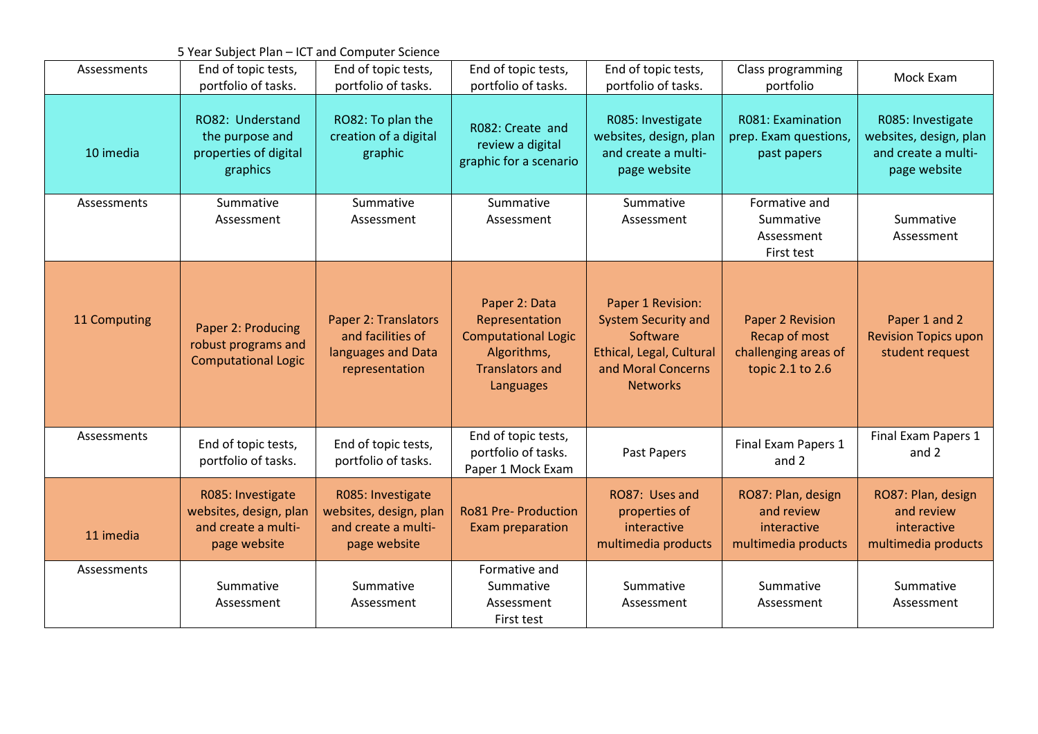5 Year Subject Plan – ICT and Computer Science

| | | | | | | |
|---|---|---|---|---|---|---|
| Assessments | End of topic tests, portfolio of tasks. | End of topic tests, portfolio of tasks. | End of topic tests, portfolio of tasks. | End of topic tests, portfolio of tasks. | Class programming portfolio | Mock Exam |
| 10 imedia | RO82: Understand the purpose and properties of digital graphics | RO82: To plan the creation of a digital graphic | RO82: Create and review a digital graphic for a scenario | R085: Investigate websites, design, plan and create a multi-page website | R081: Examination prep. Exam questions, past papers | R085: Investigate websites, design, plan and create a multi-page website |
| Assessments | Summative Assessment | Summative Assessment | Summative Assessment | Summative Assessment | Formative and Summative Assessment First test | Summative Assessment |
| 11 Computing | Paper 2: Producing robust programs and Computational Logic | Paper 2: Translators and facilities of languages and Data representation | Paper 2: Data Representation Computational Logic Algorithms, Translators and Languages | Paper 1 Revision: System Security and Software Ethical, Legal, Cultural and Moral Concerns Networks | Paper 2 Revision Recap of most challenging areas of topic 2.1 to 2.6 | Paper 1 and 2 Revision Topics upon student request |
| Assessments | End of topic tests, portfolio of tasks. | End of topic tests, portfolio of tasks. | End of topic tests, portfolio of tasks. Paper 1 Mock Exam | Past Papers | Final Exam Papers 1 and 2 | Final Exam Papers 1 and 2 |
| 11 imedia | R085: Investigate websites, design, plan and create a multi-page website | R085: Investigate websites, design, plan and create a multi-page website | Ro81 Pre- Production Exam preparation | RO87: Uses and properties of interactive multimedia products | RO87: Plan, design and review interactive multimedia products | RO87: Plan, design and review interactive multimedia products |
| Assessments | Summative Assessment | Summative Assessment | Formative and Summative Assessment First test | Summative Assessment | Summative Assessment | Summative Assessment |